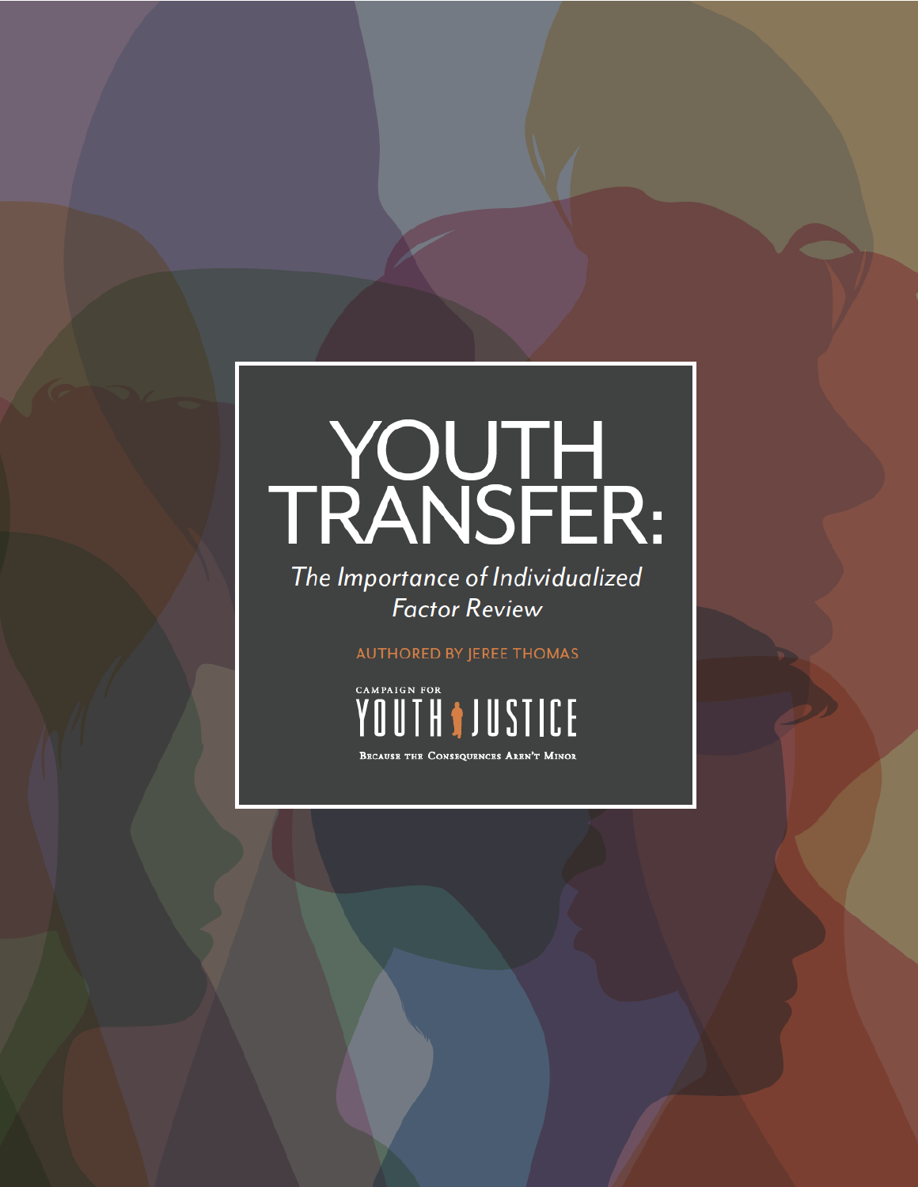# YOUTH TRANSFER:

*The Importance of Individualized Factor Review*

AUTHORED BY JEREE THOMAS

CAMPAIGN FOR YOUTH JUSTICE

BECAUSE THE CONSEQUENCES AREN'T MINOR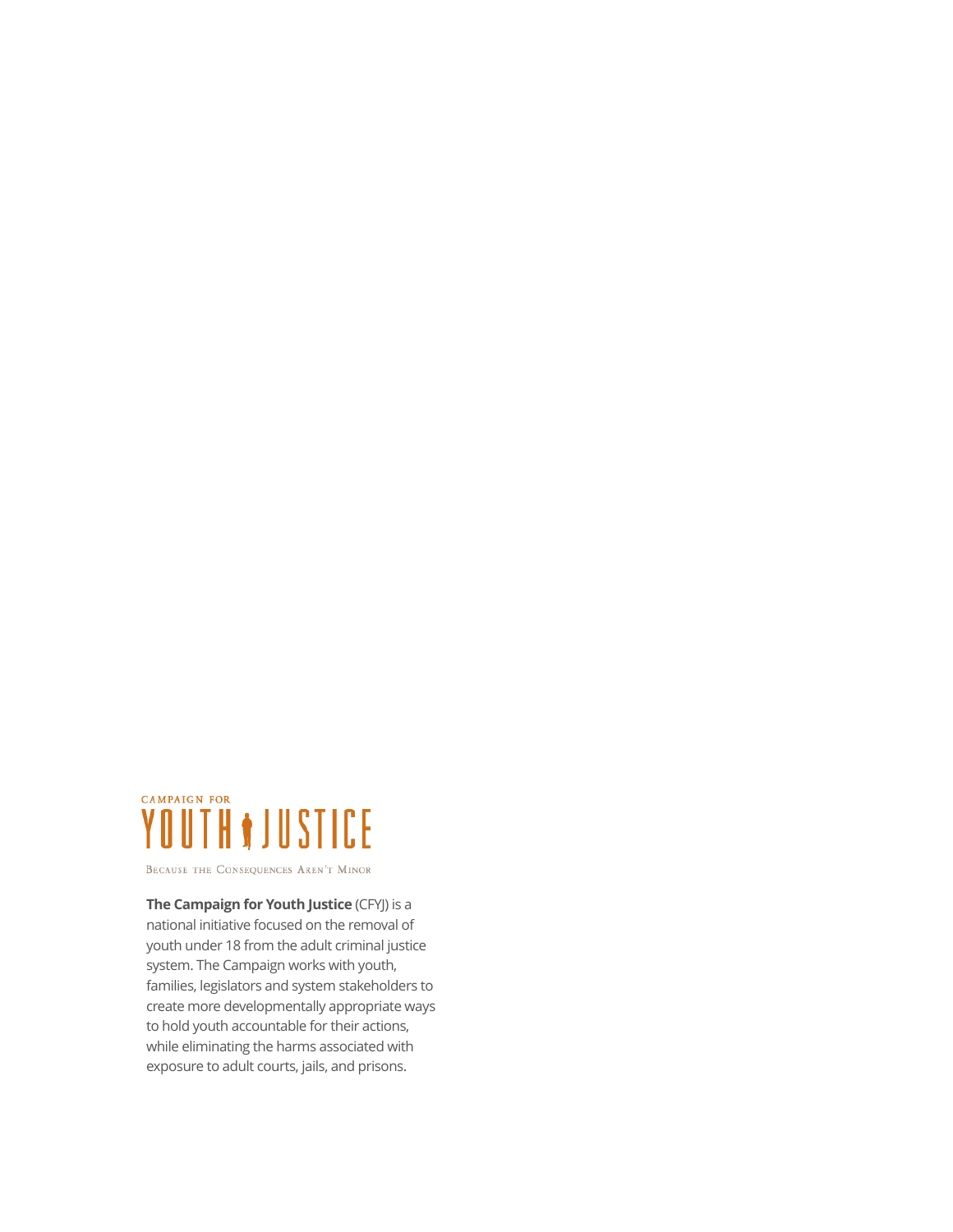CAMPAIGN FOR

# YOUTH JUSTICE

Because the Consequences Aren't Minor

**The Campaign for Youth Justice** (CFYJ) is a national initiative focused on the removal of youth under 18 from the adult criminal justice system. The Campaign works with youth, families, legislators and system stakeholders to create more developmentally appropriate ways to hold youth accountable for their actions, while eliminating the harms associated with exposure to adult courts, jails, and prisons.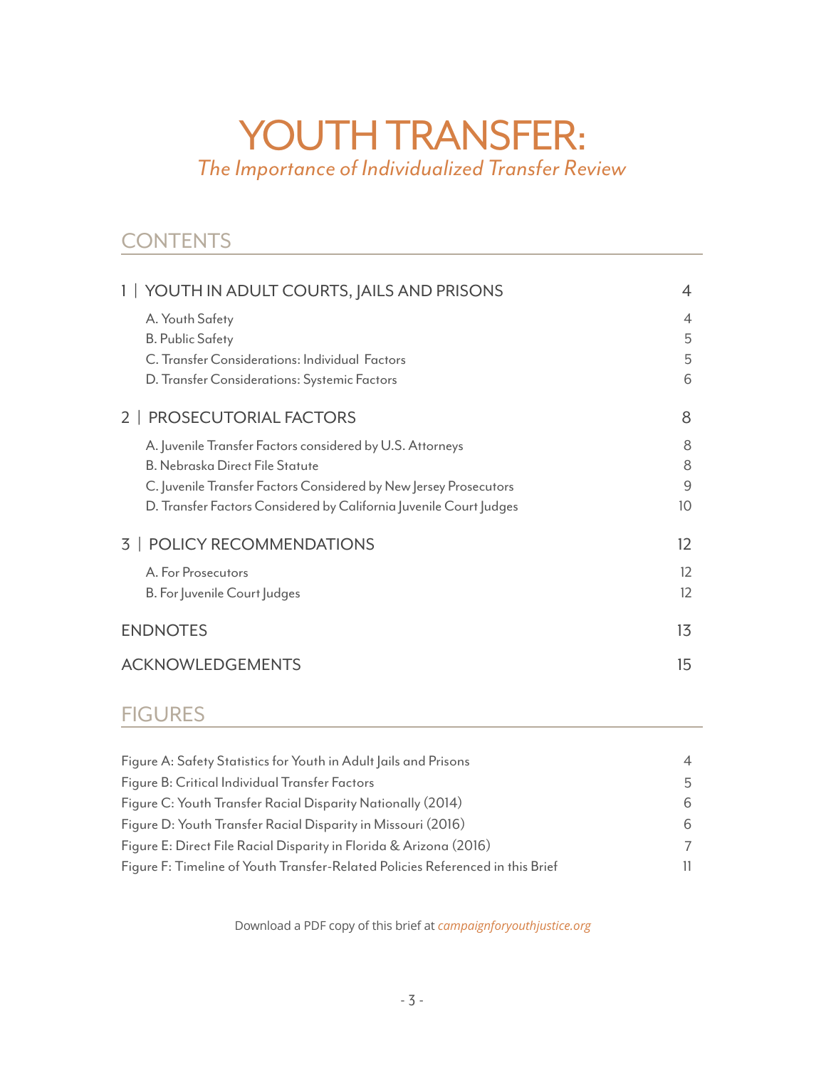# YOUTH TRANSFER:

*The Importance of Individualized Transfer Review*

## CONTENTS

| | |
|---|---|
| **1 \| YOUTH IN ADULT COURTS, JAILS AND PRISONS** | **4** |
| A. Youth Safety | 4 |
| B. Public Safety | 5 |
| C. Transfer Considerations: Individual Factors | 5 |
| D. Transfer Considerations: Systemic Factors | 6 |
| **2 \| PROSECUTORIAL FACTORS** | **8** |
| A. Juvenile Transfer Factors considered by U.S. Attorneys | 8 |
| B. Nebraska Direct File Statute | 8 |
| C. Juvenile Transfer Factors Considered by New Jersey Prosecutors | 9 |
| D. Transfer Factors Considered by California Juvenile Court Judges | 10 |
| **3 \| POLICY RECOMMENDATIONS** | **12** |
| A. For Prosecutors | 12 |
| B. For Juvenile Court Judges | 12 |
| **ENDNOTES** | **13** |
| **ACKNOWLEDGEMENTS** | **15** |

## FIGURES

| | |
|---|---|
| Figure A: Safety Statistics for Youth in Adult Jails and Prisons | 4 |
| Figure B: Critical Individual Transfer Factors | 5 |
| Figure C: Youth Transfer Racial Disparity Nationally (2014) | 6 |
| Figure D: Youth Transfer Racial Disparity in Missouri (2016) | 6 |
| Figure E: Direct File Racial Disparity in Florida & Arizona (2016) | 7 |
| Figure F: Timeline of Youth Transfer-Related Policies Referenced in this Brief | 11 |

Download a PDF copy of this brief at *campaignforyouthjustice.org*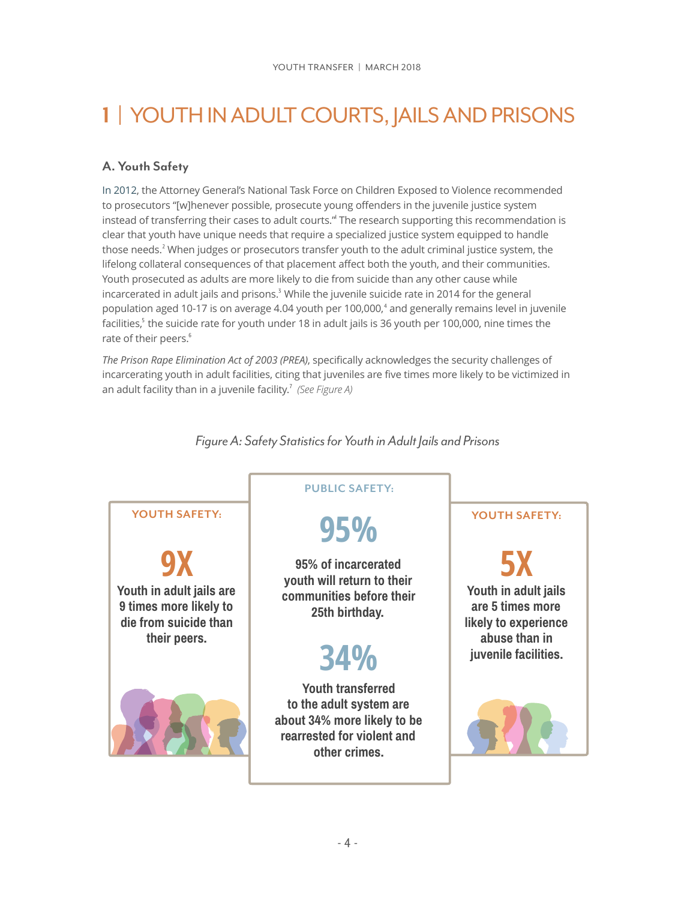# 1 | YOUTH IN ADULT COURTS, JAILS AND PRISONS

### A. Youth Safety

In 2012, the Attorney General's National Task Force on Children Exposed to Violence recommended to prosecutors "[w]henever possible, prosecute young offenders in the juvenile justice system instead of transferring their cases to adult courts."[1] The research supporting this recommendation is clear that youth have unique needs that require a specialized justice system equipped to handle those needs.[2] When judges or prosecutors transfer youth to the adult criminal justice system, the lifelong collateral consequences of that placement affect both the youth, and their communities. Youth prosecuted as adults are more likely to die from suicide than any other cause while incarcerated in adult jails and prisons.[3] While the juvenile suicide rate in 2014 for the general population aged 10-17 is on average 4.04 youth per 100,000,[4] and generally remains level in juvenile facilities,[5] the suicide rate for youth under 18 in adult jails is 36 youth per 100,000, nine times the rate of their peers.[6]

*The Prison Rape Elimination Act of 2003 (PREA)*, specifically acknowledges the security challenges of incarcerating youth in adult facilities, citing that juveniles are five times more likely to be victimized in an adult facility than in a juvenile facility.[7] *(See Figure A)*

*Figure A: Safety Statistics for Youth in Adult Jails and Prisons*

**YOUTH SAFETY:**

**9X**

**Youth in adult jails are 9 times more likely to die from suicide than their peers.**

**PUBLIC SAFETY:**

**95%**

**95% of incarcerated youth will return to their communities before their 25th birthday.**

**34%**

**Youth transferred to the adult system are about 34% more likely to be rearrested for violent and other crimes.**

**YOUTH SAFETY:**

**5X**

**Youth in adult jails are 5 times more likely to experience abuse than in juvenile facilities.**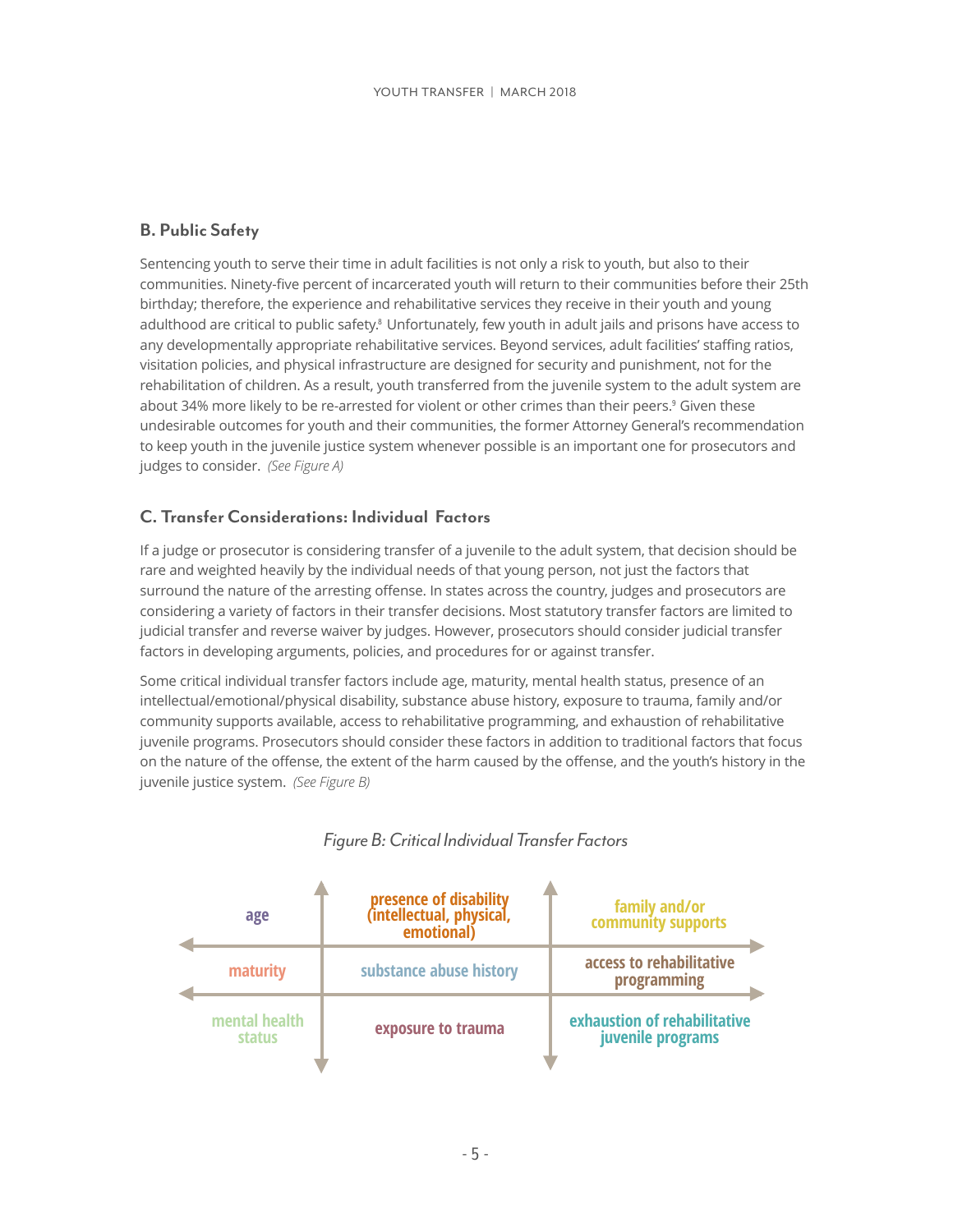## B. Public Safety

Sentencing youth to serve their time in adult facilities is not only a risk to youth, but also to their communities. Ninety-five percent of incarcerated youth will return to their communities before their 25th birthday; therefore, the experience and rehabilitative services they receive in their youth and young adulthood are critical to public safety.[8] Unfortunately, few youth in adult jails and prisons have access to any developmentally appropriate rehabilitative services. Beyond services, adult facilities' staffing ratios, visitation policies, and physical infrastructure are designed for security and punishment, not for the rehabilitation of children. As a result, youth transferred from the juvenile system to the adult system are about 34% more likely to be re-arrested for violent or other crimes than their peers.[9] Given these undesirable outcomes for youth and their communities, the former Attorney General's recommendation to keep youth in the juvenile justice system whenever possible is an important one for prosecutors and judges to consider. *(See Figure A)*

## C. Transfer Considerations: Individual Factors

If a judge or prosecutor is considering transfer of a juvenile to the adult system, that decision should be rare and weighted heavily by the individual needs of that young person, not just the factors that surround the nature of the arresting offense. In states across the country, judges and prosecutors are considering a variety of factors in their transfer decisions. Most statutory transfer factors are limited to judicial transfer and reverse waiver by judges. However, prosecutors should consider judicial transfer factors in developing arguments, policies, and procedures for or against transfer.

Some critical individual transfer factors include age, maturity, mental health status, presence of an intellectual/emotional/physical disability, substance abuse history, exposure to trauma, family and/or community supports available, access to rehabilitative programming, and exhaustion of rehabilitative juvenile programs. Prosecutors should consider these factors in addition to traditional factors that focus on the nature of the offense, the extent of the harm caused by the offense, and the youth's history in the juvenile justice system. *(See Figure B)*

*Figure B: Critical Individual Transfer Factors*

| | | |
|---|---|---|
| age | presence of disability (intellectual, physical, emotional) | family and/or community supports |
| maturity | substance abuse history | access to rehabilitative programming |
| mental health status | exposure to trauma | exhaustion of rehabilitative juvenile programs |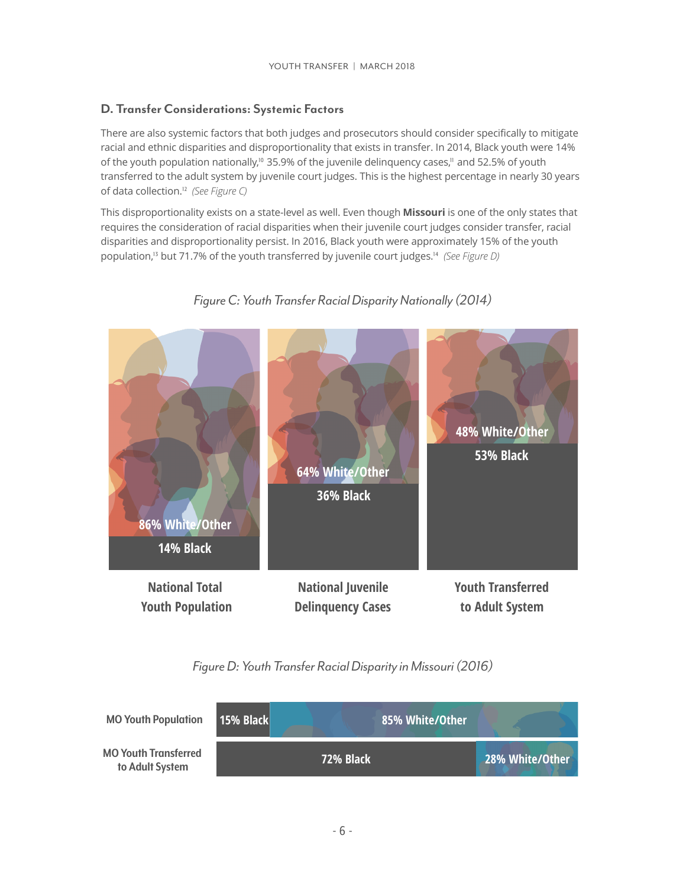## D. Transfer Considerations: Systemic Factors

There are also systemic factors that both judges and prosecutors should consider specifically to mitigate racial and ethnic disparities and disproportionality that exists in transfer. In 2014, Black youth were 14% of the youth population nationally,[10] 35.9% of the juvenile delinquency cases,[11] and 52.5% of youth transferred to the adult system by juvenile court judges. This is the highest percentage in nearly 30 years of data collection.[12] *(See Figure C)*

This disproportionality exists on a state-level as well. Even though **Missouri** is one of the only states that requires the consideration of racial disparities when their juvenile court judges consider transfer, racial disparities and disproportionality persist. In 2016, Black youth were approximately 15% of the youth population,[13] but 71.7% of the youth transferred by juvenile court judges.[14] *(See Figure D)*

*Figure C: Youth Transfer Racial Disparity Nationally (2014)*

| | National Total Youth Population | National Juvenile Delinquency Cases | Youth Transferred to Adult System |
|---|---|---|---|
| White/Other | 86% | 64% | 48% |
| Black | 14% | 36% | 53% |

*Figure D: Youth Transfer Racial Disparity in Missouri (2016)*

| | Black | White/Other |
|---|---|---|
| MO Youth Population | 15% | 85% |
| MO Youth Transferred to Adult System | 72% | 28% |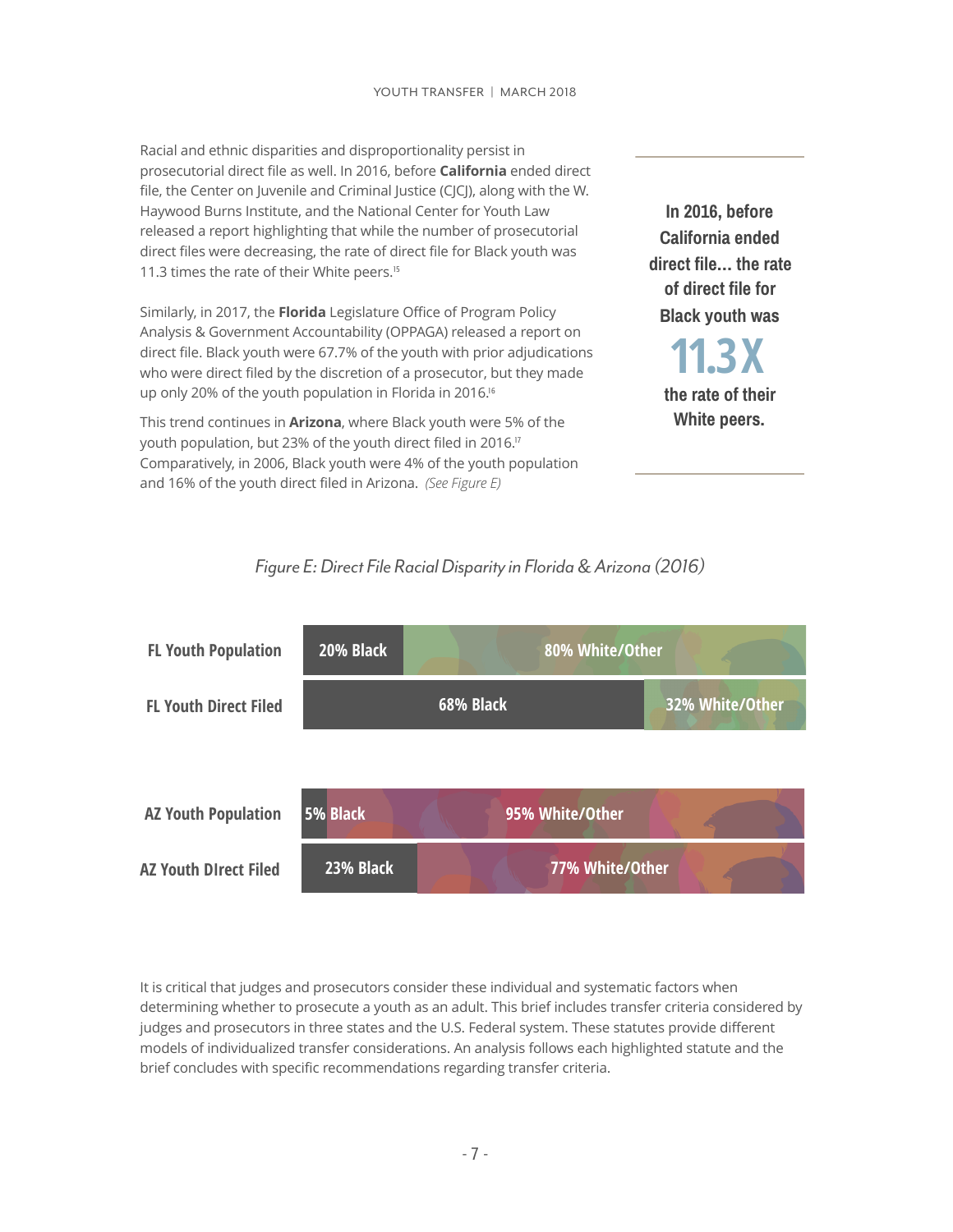Racial and ethnic disparities and disproportionality persist in prosecutorial direct file as well. In 2016, before **California** ended direct file, the Center on Juvenile and Criminal Justice (CJCJ), along with the W. Haywood Burns Institute, and the National Center for Youth Law released a report highlighting that while the number of prosecutorial direct files were decreasing, the rate of direct file for Black youth was 11.3 times the rate of their White peers.[15]

Similarly, in 2017, the **Florida** Legislature Office of Program Policy Analysis & Government Accountability (OPPAGA) released a report on direct file. Black youth were 67.7% of the youth with prior adjudications who were direct filed by the discretion of a prosecutor, but they made up only 20% of the youth population in Florida in 2016.[16]

This trend continues in **Arizona**, where Black youth were 5% of the youth population, but 23% of the youth direct filed in 2016.[17] Comparatively, in 2006, Black youth were 4% of the youth population and 16% of the youth direct filed in Arizona. *(See Figure E)*

> **In 2016, before California ended direct file... the rate of direct file for Black youth was**
> **11.3X**
> **the rate of their White peers.**

*Figure E: Direct File Racial Disparity in Florida & Arizona (2016)*

| | Black | White/Other |
|---|---|---|
| FL Youth Population | 20% Black | 80% White/Other |
| FL Youth Direct Filed | 68% Black | 32% White/Other |
| AZ Youth Population | 5% Black | 95% White/Other |
| AZ Youth DIrect Filed | 23% Black | 77% White/Other |

It is critical that judges and prosecutors consider these individual and systematic factors when determining whether to prosecute a youth as an adult. This brief includes transfer criteria considered by judges and prosecutors in three states and the U.S. Federal system. These statutes provide different models of individualized transfer considerations. An analysis follows each highlighted statute and the brief concludes with specific recommendations regarding transfer criteria.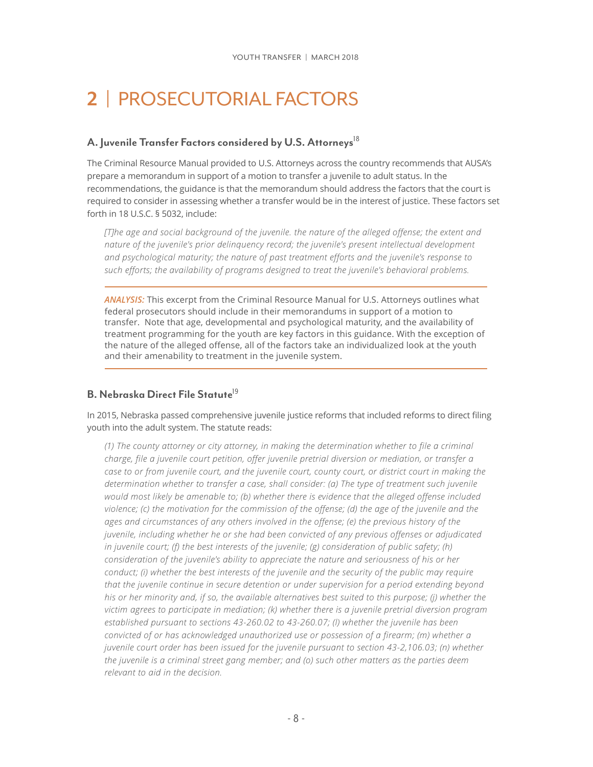# 2 | PROSECUTORIAL FACTORS

## A. Juvenile Transfer Factors considered by U.S. Attorneys[18]

The Criminal Resource Manual provided to U.S. Attorneys across the country recommends that AUSA's prepare a memorandum in support of a motion to transfer a juvenile to adult status. In the recommendations, the guidance is that the memorandum should address the factors that the court is required to consider in assessing whether a transfer would be in the interest of justice. These factors set forth in 18 U.S.C. § 5032, include:

> *[T]he age and social background of the juvenile. the nature of the alleged offense; the extent and nature of the juvenile's prior delinquency record; the juvenile's present intellectual development and psychological maturity; the nature of past treatment efforts and the juvenile's response to such efforts; the availability of programs designed to treat the juvenile's behavioral problems.*

---

***ANALYSIS:*** This excerpt from the Criminal Resource Manual for U.S. Attorneys outlines what federal prosecutors should include in their memorandums in support of a motion to transfer. Note that age, developmental and psychological maturity, and the availability of treatment programming for the youth are key factors in this guidance. With the exception of the nature of the alleged offense, all of the factors take an individualized look at the youth and their amenability to treatment in the juvenile system.

---

## B. Nebraska Direct File Statute[19]

In 2015, Nebraska passed comprehensive juvenile justice reforms that included reforms to direct filing youth into the adult system. The statute reads:

> *(1) The county attorney or city attorney, in making the determination whether to file a criminal charge, file a juvenile court petition, offer juvenile pretrial diversion or mediation, or transfer a case to or from juvenile court, and the juvenile court, county court, or district court in making the determination whether to transfer a case, shall consider: (a) The type of treatment such juvenile would most likely be amenable to; (b) whether there is evidence that the alleged offense included violence; (c) the motivation for the commission of the offense; (d) the age of the juvenile and the ages and circumstances of any others involved in the offense; (e) the previous history of the juvenile, including whether he or she had been convicted of any previous offenses or adjudicated in juvenile court; (f) the best interests of the juvenile; (g) consideration of public safety; (h) consideration of the juvenile's ability to appreciate the nature and seriousness of his or her conduct; (i) whether the best interests of the juvenile and the security of the public may require that the juvenile continue in secure detention or under supervision for a period extending beyond his or her minority and, if so, the available alternatives best suited to this purpose; (j) whether the victim agrees to participate in mediation; (k) whether there is a juvenile pretrial diversion program established pursuant to sections 43-260.02 to 43-260.07; (l) whether the juvenile has been convicted of or has acknowledged unauthorized use or possession of a firearm; (m) whether a juvenile court order has been issued for the juvenile pursuant to section 43-2,106.03; (n) whether the juvenile is a criminal street gang member; and (o) such other matters as the parties deem relevant to aid in the decision.*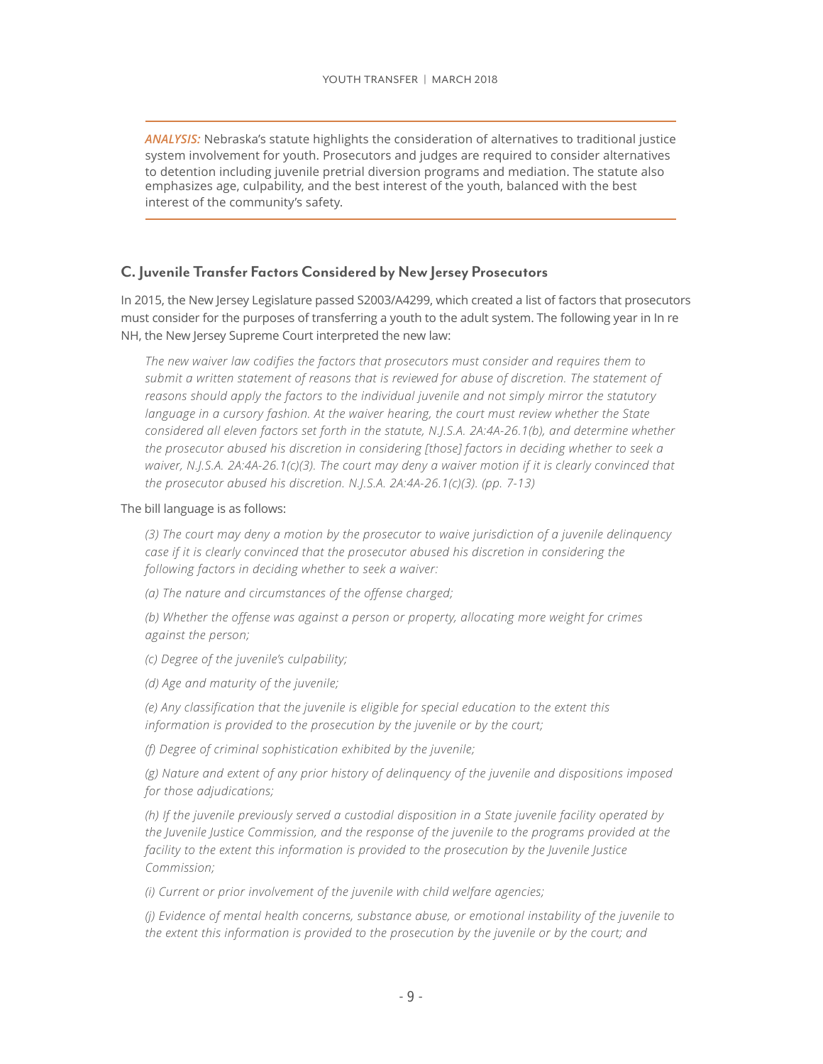***ANALYSIS:*** Nebraska's statute highlights the consideration of alternatives to traditional justice system involvement for youth. Prosecutors and judges are required to consider alternatives to detention including juvenile pretrial diversion programs and mediation. The statute also emphasizes age, culpability, and the best interest of the youth, balanced with the best interest of the community's safety.

### C. Juvenile Transfer Factors Considered by New Jersey Prosecutors

In 2015, the New Jersey Legislature passed S2003/A4299, which created a list of factors that prosecutors must consider for the purposes of transferring a youth to the adult system. The following year in In re NH, the New Jersey Supreme Court interpreted the new law:

> *The new waiver law codifies the factors that prosecutors must consider and requires them to submit a written statement of reasons that is reviewed for abuse of discretion. The statement of reasons should apply the factors to the individual juvenile and not simply mirror the statutory language in a cursory fashion. At the waiver hearing, the court must review whether the State considered all eleven factors set forth in the statute, N.J.S.A. 2A:4A-26.1(b), and determine whether the prosecutor abused his discretion in considering [those] factors in deciding whether to seek a waiver, N.J.S.A. 2A:4A-26.1(c)(3). The court may deny a waiver motion if it is clearly convinced that the prosecutor abused his discretion. N.J.S.A. 2A:4A-26.1(c)(3). (pp. 7-13)*

The bill language is as follows:

> *(3) The court may deny a motion by the prosecutor to waive jurisdiction of a juvenile delinquency case if it is clearly convinced that the prosecutor abused his discretion in considering the following factors in deciding whether to seek a waiver:*
>
> *(a) The nature and circumstances of the offense charged;*
>
> *(b) Whether the offense was against a person or property, allocating more weight for crimes against the person;*
>
> *(c) Degree of the juvenile's culpability;*
>
> *(d) Age and maturity of the juvenile;*
>
> *(e) Any classification that the juvenile is eligible for special education to the extent this information is provided to the prosecution by the juvenile or by the court;*
>
> *(f) Degree of criminal sophistication exhibited by the juvenile;*
>
> *(g) Nature and extent of any prior history of delinquency of the juvenile and dispositions imposed for those adjudications;*
>
> *(h) If the juvenile previously served a custodial disposition in a State juvenile facility operated by the Juvenile Justice Commission, and the response of the juvenile to the programs provided at the facility to the extent this information is provided to the prosecution by the Juvenile Justice Commission;*
>
> *(i) Current or prior involvement of the juvenile with child welfare agencies;*
>
> *(j) Evidence of mental health concerns, substance abuse, or emotional instability of the juvenile to the extent this information is provided to the prosecution by the juvenile or by the court; and*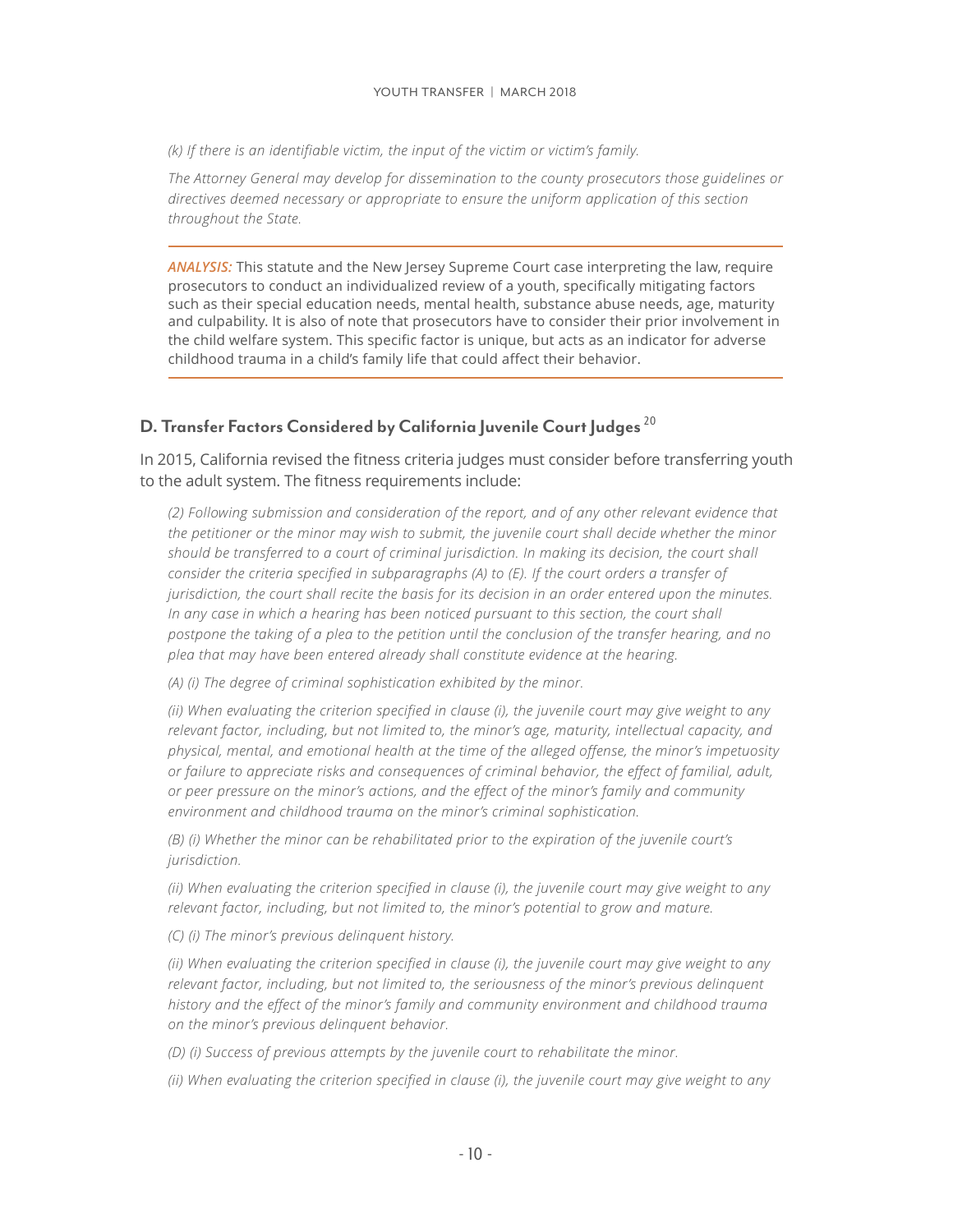*(k) If there is an identifiable victim, the input of the victim or victim's family.*

*The Attorney General may develop for dissemination to the county prosecutors those guidelines or directives deemed necessary or appropriate to ensure the uniform application of this section throughout the State.*

---

***ANALYSIS:*** This statute and the New Jersey Supreme Court case interpreting the law, require prosecutors to conduct an individualized review of a youth, specifically mitigating factors such as their special education needs, mental health, substance abuse needs, age, maturity and culpability. It is also of note that prosecutors have to consider their prior involvement in the child welfare system. This specific factor is unique, but acts as an indicator for adverse childhood trauma in a child's family life that could affect their behavior.

---

## D. Transfer Factors Considered by California Juvenile Court Judges [20]

In 2015, California revised the fitness criteria judges must consider before transferring youth to the adult system. The fitness requirements include:

*(2) Following submission and consideration of the report, and of any other relevant evidence that the petitioner or the minor may wish to submit, the juvenile court shall decide whether the minor should be transferred to a court of criminal jurisdiction. In making its decision, the court shall consider the criteria specified in subparagraphs (A) to (E). If the court orders a transfer of jurisdiction, the court shall recite the basis for its decision in an order entered upon the minutes. In any case in which a hearing has been noticed pursuant to this section, the court shall postpone the taking of a plea to the petition until the conclusion of the transfer hearing, and no plea that may have been entered already shall constitute evidence at the hearing.*

*(A) (i) The degree of criminal sophistication exhibited by the minor.*

*(ii) When evaluating the criterion specified in clause (i), the juvenile court may give weight to any relevant factor, including, but not limited to, the minor's age, maturity, intellectual capacity, and physical, mental, and emotional health at the time of the alleged offense, the minor's impetuosity or failure to appreciate risks and consequences of criminal behavior, the effect of familial, adult, or peer pressure on the minor's actions, and the effect of the minor's family and community environment and childhood trauma on the minor's criminal sophistication.*

*(B) (i) Whether the minor can be rehabilitated prior to the expiration of the juvenile court's jurisdiction.*

*(ii) When evaluating the criterion specified in clause (i), the juvenile court may give weight to any relevant factor, including, but not limited to, the minor's potential to grow and mature.*

*(C) (i) The minor's previous delinquent history.*

*(ii) When evaluating the criterion specified in clause (i), the juvenile court may give weight to any relevant factor, including, but not limited to, the seriousness of the minor's previous delinquent history and the effect of the minor's family and community environment and childhood trauma on the minor's previous delinquent behavior.*

*(D) (i) Success of previous attempts by the juvenile court to rehabilitate the minor.*

*(ii) When evaluating the criterion specified in clause (i), the juvenile court may give weight to any*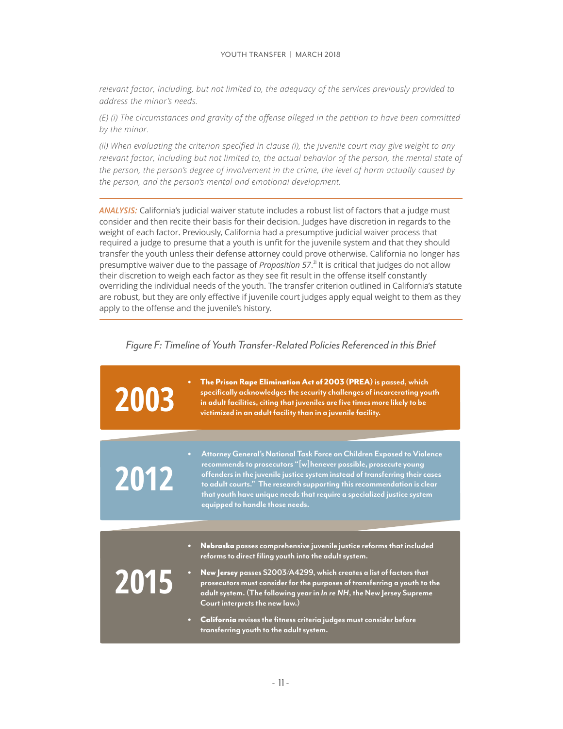*relevant factor, including, but not limited to, the adequacy of the services previously provided to address the minor's needs.*

*(E) (i) The circumstances and gravity of the offense alleged in the petition to have been committed by the minor.*

*(ii) When evaluating the criterion specified in clause (i), the juvenile court may give weight to any relevant factor, including but not limited to, the actual behavior of the person, the mental state of the person, the person's degree of involvement in the crime, the level of harm actually caused by the person, and the person's mental and emotional development.*

---

*ANALYSIS:* California's judicial waiver statute includes a robust list of factors that a judge must consider and then recite their basis for their decision. Judges have discretion in regards to the weight of each factor. Previously, California had a presumptive judicial waiver process that required a judge to presume that a youth is unfit for the juvenile system and that they should transfer the youth unless their defense attorney could prove otherwise. California no longer has presumptive waiver due to the passage of *Proposition 57*.[21] It is critical that judges do not allow their discretion to weigh each factor as they see fit result in the offense itself constantly overriding the individual needs of the youth. The transfer criterion outlined in California's statute are robust, but they are only effective if juvenile court judges apply equal weight to them as they apply to the offense and the juvenile's history.

---

*Figure F: Timeline of Youth Transfer-Related Policies Referenced in this Brief*

**2003**

- **The Prison Rape Elimination Act of 2003 (PREA) is passed, which specifically acknowledges the security challenges of incarcerating youth in adult facilities, citing that juveniles are five times more likely to be victimized in an adult facility than in a juvenile facility.**

**2012**

- **Attorney General's National Task Force on Children Exposed to Violence recommends to prosecutors "[w]henever possible, prosecute young offenders in the juvenile justice system instead of transferring their cases to adult courts." The research supporting this recommendation is clear that youth have unique needs that require a specialized justice system equipped to handle those needs.**

**2015**

- **Nebraska passes comprehensive juvenile justice reforms that included reforms to direct filing youth into the adult system.**
- **New Jersey passes S2003/A4299, which creates a list of factors that prosecutors must consider for the purposes of transferring a youth to the adult system. (The following year in *In re NH*, the New Jersey Supreme Court interprets the new law.)**
- **California revises the fitness criteria judges must consider before transferring youth to the adult system.**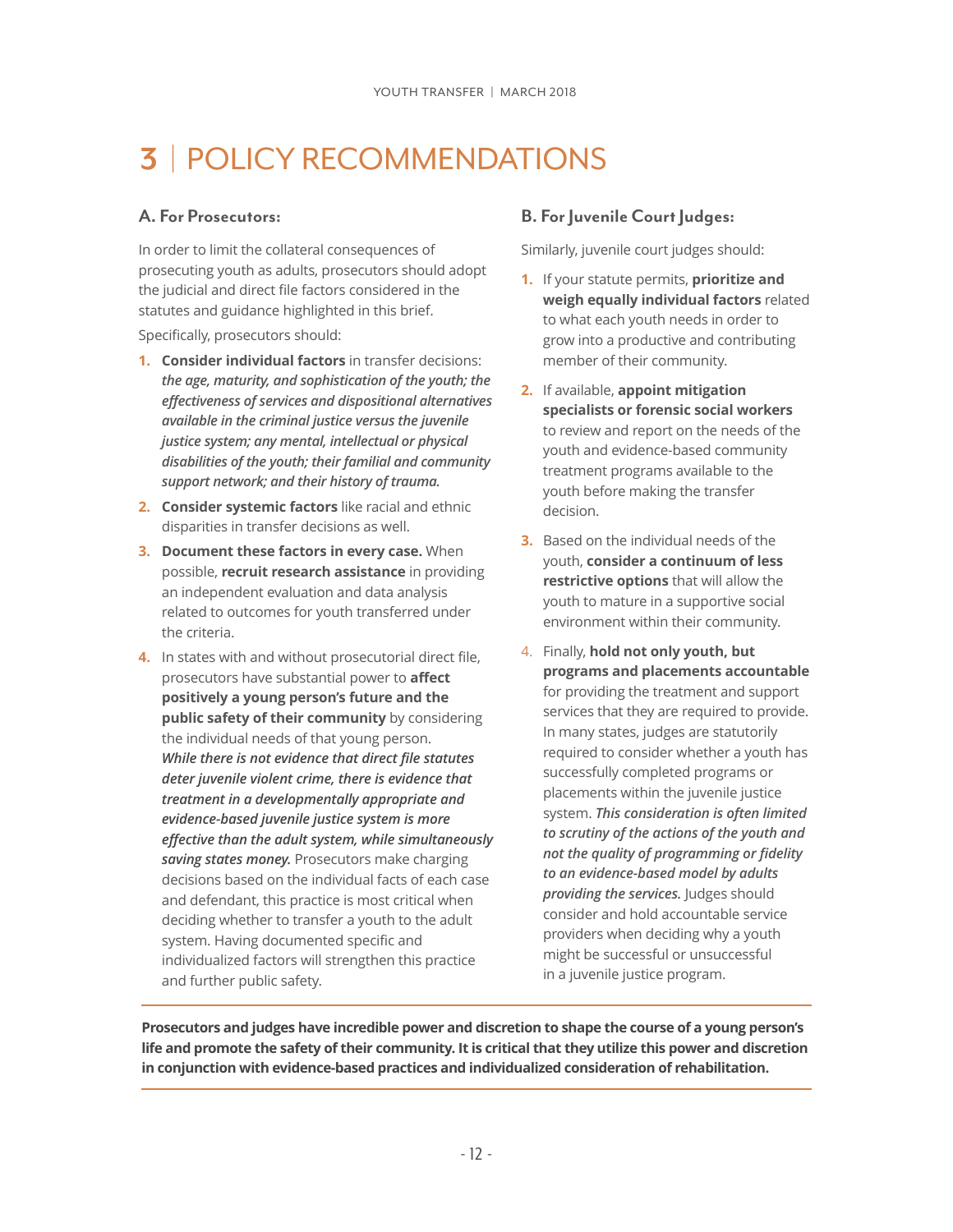# 3 | POLICY RECOMMENDATIONS

### A. For Prosecutors:

In order to limit the collateral consequences of prosecuting youth as adults, prosecutors should adopt the judicial and direct file factors considered in the statutes and guidance highlighted in this brief.

Specifically, prosecutors should:

1. **Consider individual factors** in transfer decisions: ***the age, maturity, and sophistication of the youth; the effectiveness of services and dispositional alternatives available in the criminal justice versus the juvenile justice system; any mental, intellectual or physical disabilities of the youth; their familial and community support network; and their history of trauma.***
2. **Consider systemic factors** like racial and ethnic disparities in transfer decisions as well.
3. **Document these factors in every case.** When possible, **recruit research assistance** in providing an independent evaluation and data analysis related to outcomes for youth transferred under the criteria.
4. In states with and without prosecutorial direct file, prosecutors have substantial power to **affect positively a young person's future and the public safety of their community** by considering the individual needs of that young person. ***While there is not evidence that direct file statutes deter juvenile violent crime, there is evidence that treatment in a developmentally appropriate and evidence-based juvenile justice system is more effective than the adult system, while simultaneously saving states money.*** Prosecutors make charging decisions based on the individual facts of each case and defendant, this practice is most critical when deciding whether to transfer a youth to the adult system. Having documented specific and individualized factors will strengthen this practice and further public safety.

### B. For Juvenile Court Judges:

Similarly, juvenile court judges should:

1. If your statute permits, **prioritize and weigh equally individual factors** related to what each youth needs in order to grow into a productive and contributing member of their community.
2. If available, **appoint mitigation specialists or forensic social workers** to review and report on the needs of the youth and evidence-based community treatment programs available to the youth before making the transfer decision.
3. Based on the individual needs of the youth, **consider a continuum of less restrictive options** that will allow the youth to mature in a supportive social environment within their community.
4. Finally, **hold not only youth, but programs and placements accountable** for providing the treatment and support services that they are required to provide. In many states, judges are statutorily required to consider whether a youth has successfully completed programs or placements within the juvenile justice system. ***This consideration is often limited to scrutiny of the actions of the youth and not the quality of programming or fidelity to an evidence-based model by adults providing the services.*** Judges should consider and hold accountable service providers when deciding why a youth might be successful or unsuccessful in a juvenile justice program.

---

**Prosecutors and judges have incredible power and discretion to shape the course of a young person's life and promote the safety of their community. It is critical that they utilize this power and discretion in conjunction with evidence-based practices and individualized consideration of rehabilitation.**

---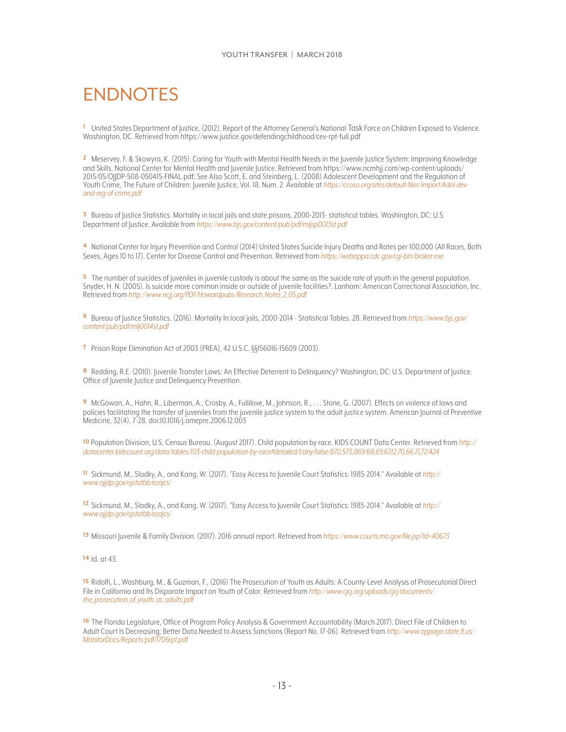# ENDNOTES

[1] United States Department of Justice. (2012). Report of the Attorney General's National Task Force on Children Exposed to Violence. Washington, DC. Retrieved from https://www.justice.gov/defendingchildhood/cev-rpt-full.pdf

[2] Meservey, F. & Skowyra, K. (2015). Caring for Youth with Mental Health Needs in the Juvenile Justice System: Improving Knowledge and Skills. National Center for Mental Health and Juvenile Justice. Retrieved from https://www.ncmhjj.com/wp-content/uploads/2015/05/OJJDP-508-050415-FINAL.pdf; See Also Scott, E. and Steinberg, L. (2008) Adolescent Development and the Regulation of Youth Crime, The Future of Children: Juvenile Justice, Vol. 18. Num. 2. Available at *https://ccoso.org/sites/default/files/import/Adol-dev-and-reg-of-crime.pdf*

[3] Bureau of Justice Statistics. Mortality in local jails and state prisons, 2000-2013- statistical tables. Washington, DC: U.S. Department of Justice. Available from *https://www.bjs.gov/content/pub/pdf/mljsp0013st.pdf*

[4] National Center for Injury Prevention and Control (2014) United States Suicide Injury Deaths and Rates per 100,000 (All Races, Both Sexes, Ages 10 to 17). Center for Disease Control and Prevention. Retrieved from *https://webappa.cdc.gov/cgi-bin/broker.exe*

[5] The number of suicides of juveniles in juvenile custody is about the same as the suicide rate of youth in the general population. Snyder, H. N. (2005). Is suicide more common inside or outside of juvenile facilities?. Lanham: American Correctional Association, Inc. Retrieved from *http://www.ncjj.org/PDF/Howardpubs/Research_Notes_2_05.pdf*

[6] Bureau of Justice Statistics. (2016). Mortality In local jails, 2000-2014 - Statistical Tables. 28. Retrieved from *https://www.bjs.gov/content/pub/pdf/mlj0014st.pdf*

[7] Prison Rape Elimination Act of 2003 (PREA), 42 U.S.C. §§156016-15609 (2003).

[8] Redding, R.E. (2010). Juvenile Transfer Laws: An Effective Deterrent to Delinquency? Washington, DC: U.S. Department of Justice. Office of Juvenile Justice and Delinquency Prevention.

[9] McGowan, A., Hahn, R., Liberman, A., Crosby, A., Fullilove, M., Johnson, R., . . . Stone, G. (2007). Effects on violence of laws and policies facilitating the transfer of juveniles from the juvenile justice system to the adult justice system. American Journal of Preventive Medicine, 32(4), 7-28. doi:10.1016/j.amepre.2006.12.003

[10] Population Division, U.S. Census Bureau. (August 2017). Child population by race. KIDS COUNT Data Center. Retrieved from *http://datacenter.kidscount.org/data/tables/103-child-population-by-race#detailed/1/any/false/870,573,869/68,69,67,12,70,66,71,72/424*

[11] Sickmund, M., Sladky, A., and Kang, W. (2017). "Easy Access to Juvenile Court Statistics: 1985-2014." Available at *http://www.ojjdp.gov/ojstatbb/ezajcs/*

[12] Sickmund, M., Sladky, A., and Kang, W. (2017). "Easy Access to Juvenile Court Statistics: 1985-2014." Available at *http://www.ojjdp.gov/ojstatbb/ezajcs/*

[13] Missouri Juvenile & Family Division. (2017). 2016 annual report. Retrieved from *https://www.courts.mo.gov/file.jsp?id=40673*

[14] Id. at 43.

[15] Ridolfi, L., Washburg, M., & Guzman, F., (2016) The Prosecution of Youth as Adults: A County-Level Analysis of Prosecutorial Direct File in California and Its Disparate Impact on Youth of Color. Retrieved from *http://www.cjcj.org/uploads/cjcj/documents/the_prosecution_of_youth_as_adults.pdf*

[16] The Florida Legislature, Office of Program Policy Analysis & Government Accountability (March 2017). Direct File of Children to Adult Court Is Decreasing; Better Data Needed to Assess Sanctions (Report No. 17-06). Retrieved from *http://www.oppaga.state.fl.us/MonitorDocs/Reports/pdf/1706rpt.pdf*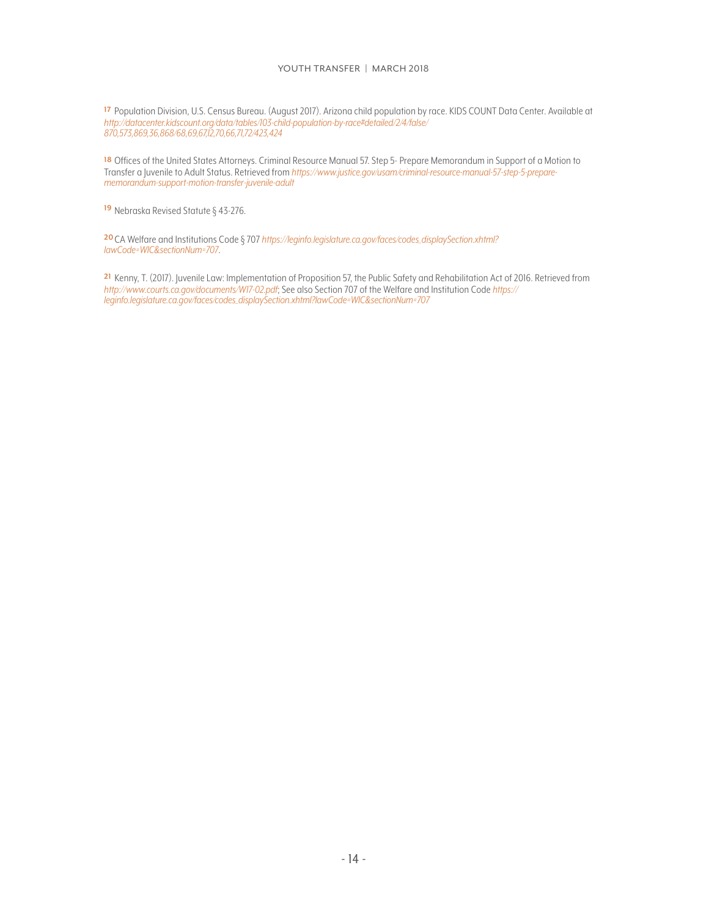[17] Population Division, U.S. Census Bureau. (August 2017). Arizona child population by race. KIDS COUNT Data Center. Available at *http://datacenter.kidscount.org/data/tables/103-child-population-by-race#detailed/2/4/false/870,573,869,36,868/68,69,67,12,70,66,71,72/423,424*

[18] Offices of the United States Attorneys. Criminal Resource Manual 57. Step 5- Prepare Memorandum in Support of a Motion to Transfer a Juvenile to Adult Status. Retrieved from *https://www.justice.gov/usam/criminal-resource-manual-57-step-5-prepare-memorandum-support-motion-transfer-juvenile-adult*

[19] Nebraska Revised Statute § 43-276.

[20] CA Welfare and Institutions Code § 707 *https://leginfo.legislature.ca.gov/faces/codes_displaySection.xhtml?lawCode=WIC&sectionNum=707*.

[21] Kenny, T. (2017). Juvenile Law: Implementation of Proposition 57, the Public Safety and Rehabilitation Act of 2016. Retrieved from *http://www.courts.ca.gov/documents/W17-02.pdf*; See also Section 707 of the Welfare and Institution Code *https://leginfo.legislature.ca.gov/faces/codes_displaySection.xhtml?lawCode=WIC&sectionNum=707*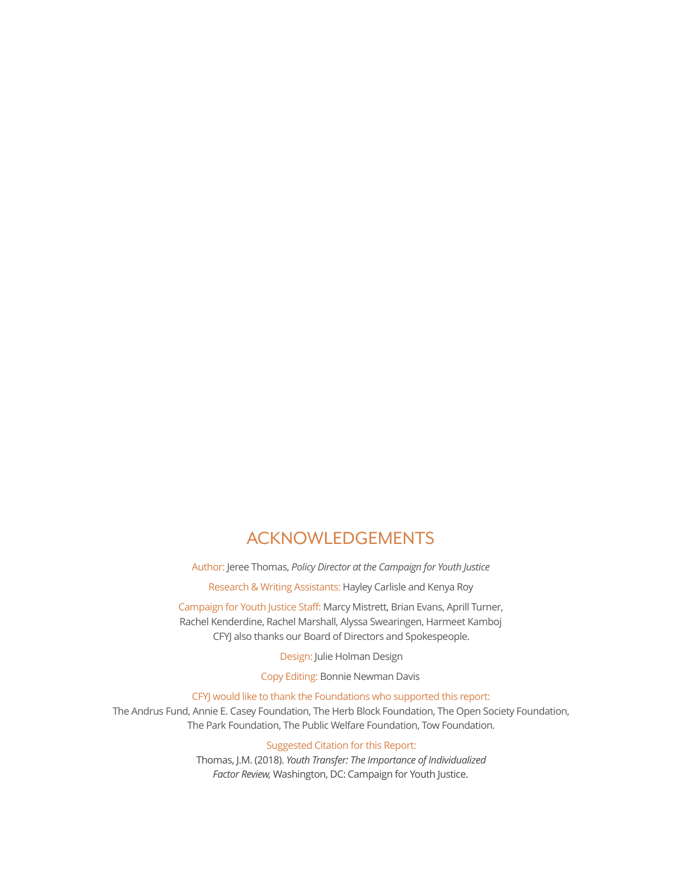# ACKNOWLEDGEMENTS

Author: Jeree Thomas, *Policy Director at the Campaign for Youth Justice*

Research & Writing Assistants: Hayley Carlisle and Kenya Roy

Campaign for Youth Justice Staff: Marcy Mistrett, Brian Evans, Aprill Turner, Rachel Kenderdine, Rachel Marshall, Alyssa Swearingen, Harmeet Kamboj
CFYJ also thanks our Board of Directors and Spokespeople.

Design: Julie Holman Design

Copy Editing: Bonnie Newman Davis

CFYJ would like to thank the Foundations who supported this report:
The Andrus Fund, Annie E. Casey Foundation, The Herb Block Foundation, The Open Society Foundation, The Park Foundation, The Public Welfare Foundation, Tow Foundation.

Suggested Citation for this Report:
Thomas, J.M. (2018). *Youth Transfer: The Importance of Individualized Factor Review,* Washington, DC: Campaign for Youth Justice.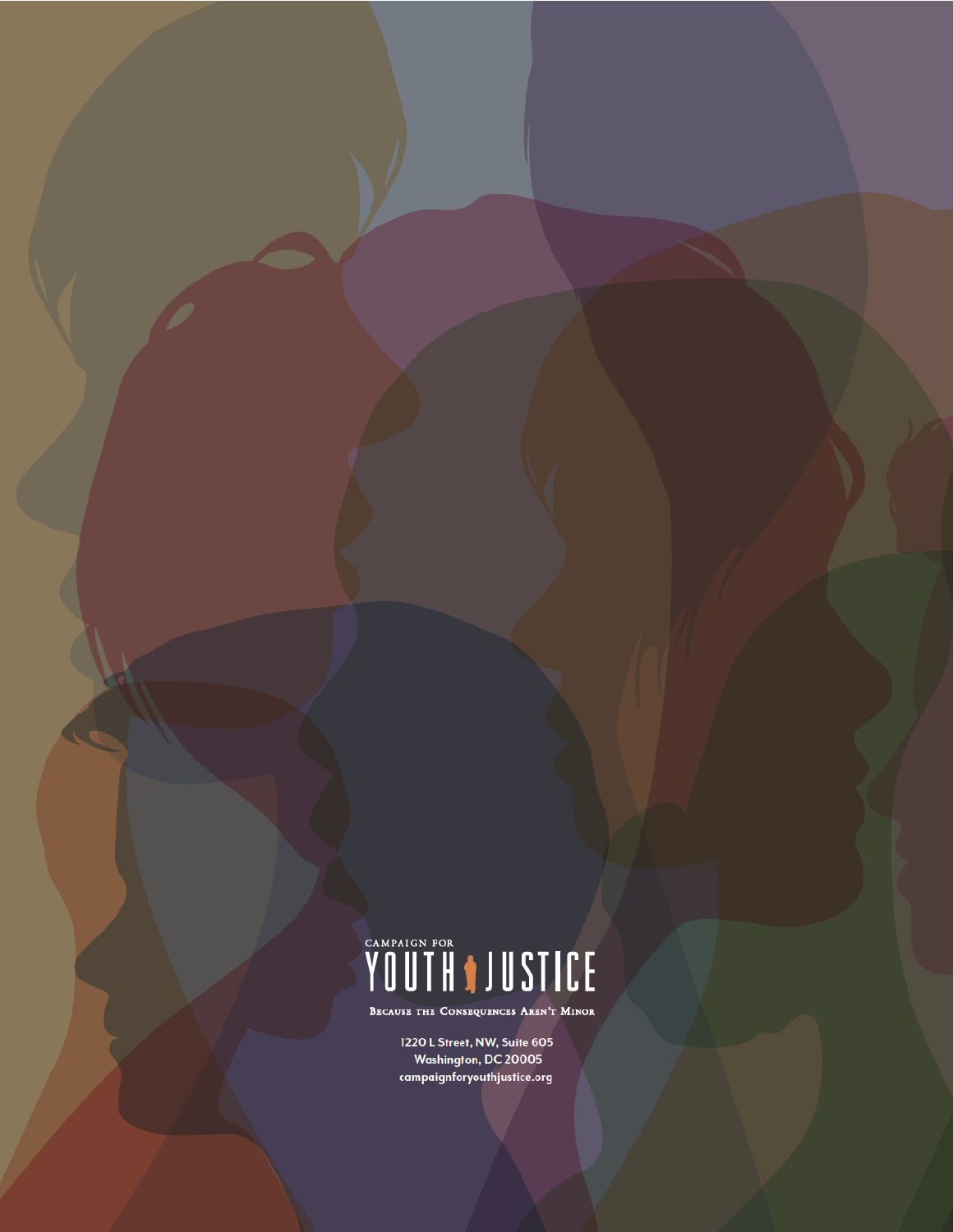CAMPAIGN FOR

YOUTH JUSTICE

Because the Consequences Aren't Minor

1220 L Street, NW, Suite 605
Washington, DC 20005
campaignforyouthjustice.org